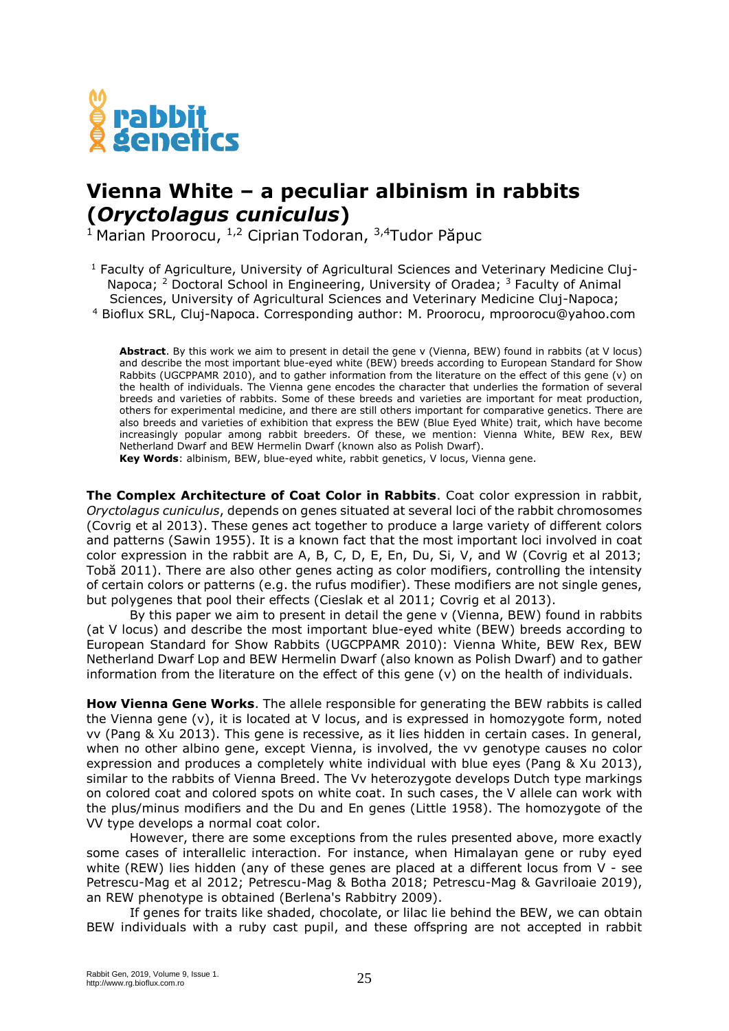# Vienna White – a peculiar albinism in rabbits (*Oryctolagus cuniculus*)

[1] Marian Proorocu, [1,2] Ciprian Todoran, [3,4]Tudor Păpuc

[1] Faculty of Agriculture, University of Agricultural Sciences and Veterinary Medicine Cluj-Napoca; [2] Doctoral School in Engineering, University of Oradea; [3] Faculty of Animal Sciences, University of Agricultural Sciences and Veterinary Medicine Cluj-Napoca; [4] Bioflux SRL, Cluj-Napoca. Corresponding author: M. Proorocu, mproorocu@yahoo.com

**Abstract**. By this work we aim to present in detail the gene v (Vienna, BEW) found in rabbits (at V locus) and describe the most important blue-eyed white (BEW) breeds according to European Standard for Show Rabbits (UGCPPAMR 2010), and to gather information from the literature on the effect of this gene (v) on the health of individuals. The Vienna gene encodes the character that underlies the formation of several breeds and varieties of rabbits. Some of these breeds and varieties are important for meat production, others for experimental medicine, and there are still others important for comparative genetics. There are also breeds and varieties of exhibition that express the BEW (Blue Eyed White) trait, which have become increasingly popular among rabbit breeders. Of these, we mention: Vienna White, BEW Rex, BEW Netherland Dwarf and BEW Hermelin Dwarf (known also as Polish Dwarf).

**Key Words**: albinism, BEW, blue-eyed white, rabbit genetics, V locus, Vienna gene.

**The Complex Architecture of Coat Color in Rabbits**. Coat color expression in rabbit, *Oryctolagus cuniculus*, depends on genes situated at several loci of the rabbit chromosomes (Covrig et al 2013). These genes act together to produce a large variety of different colors and patterns (Sawin 1955). It is a known fact that the most important loci involved in coat color expression in the rabbit are A, B, C, D, E, En, Du, Si, V, and W (Covrig et al 2013; Tobă 2011). There are also other genes acting as color modifiers, controlling the intensity of certain colors or patterns (e.g. the rufus modifier). These modifiers are not single genes, but polygenes that pool their effects (Cieslak et al 2011; Covrig et al 2013).

By this paper we aim to present in detail the gene v (Vienna, BEW) found in rabbits (at V locus) and describe the most important blue-eyed white (BEW) breeds according to European Standard for Show Rabbits (UGCPPAMR 2010): Vienna White, BEW Rex, BEW Netherland Dwarf Lop and BEW Hermelin Dwarf (also known as Polish Dwarf) and to gather information from the literature on the effect of this gene (v) on the health of individuals.

**How Vienna Gene Works**. The allele responsible for generating the BEW rabbits is called the Vienna gene (v), it is located at V locus, and is expressed in homozygote form, noted vv (Pang & Xu 2013). This gene is recessive, as it lies hidden in certain cases. In general, when no other albino gene, except Vienna, is involved, the vv genotype causes no color expression and produces a completely white individual with blue eyes (Pang & Xu 2013), similar to the rabbits of Vienna Breed. The Vv heterozygote develops Dutch type markings on colored coat and colored spots on white coat. In such cases, the V allele can work with the plus/minus modifiers and the Du and En genes (Little 1958). The homozygote of the VV type develops a normal coat color.

However, there are some exceptions from the rules presented above, more exactly some cases of interallelic interaction. For instance, when Himalayan gene or ruby eyed white (REW) lies hidden (any of these genes are placed at a different locus from V - see Petrescu-Mag et al 2012; Petrescu-Mag & Botha 2018; Petrescu-Mag & Gavriloaie 2019), an REW phenotype is obtained (Berlena's Rabbitry 2009).

If genes for traits like shaded, chocolate, or lilac lie behind the BEW, we can obtain BEW individuals with a ruby cast pupil, and these offspring are not accepted in rabbit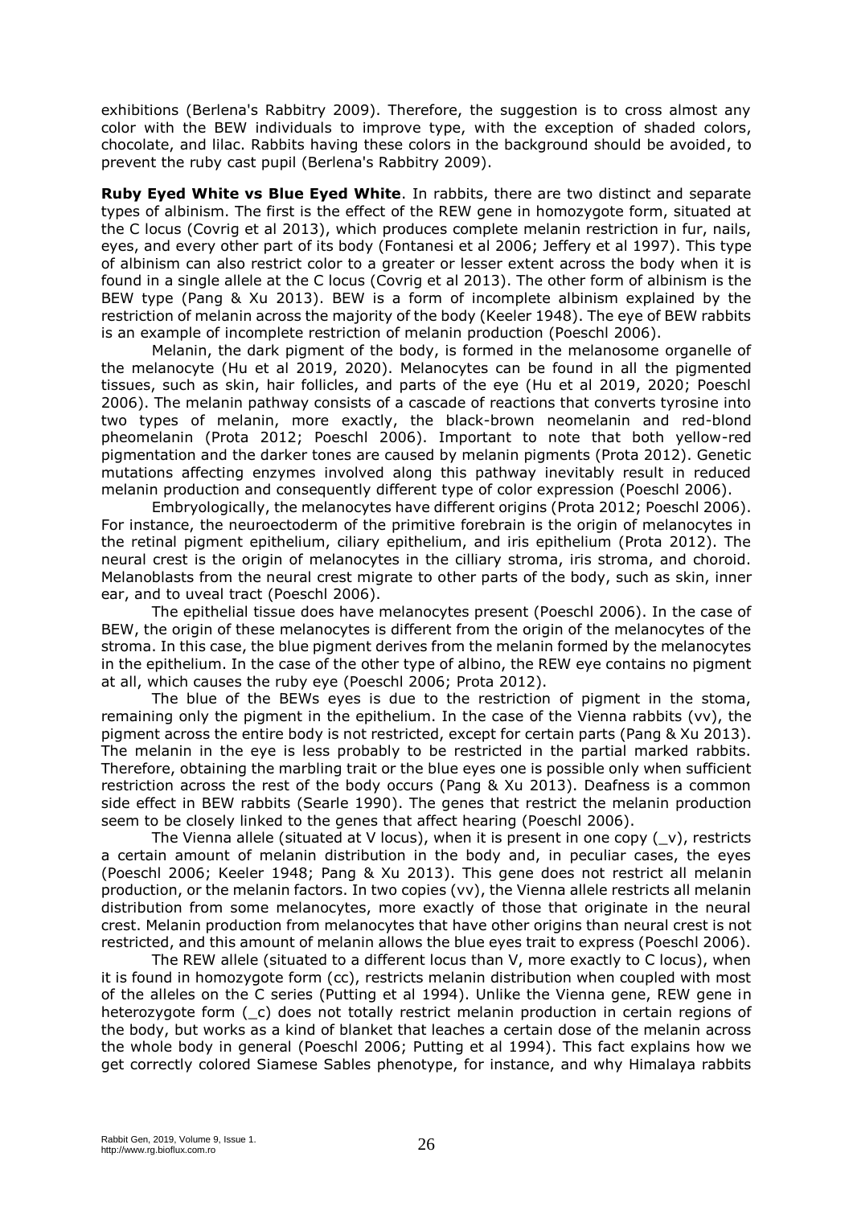exhibitions (Berlena's Rabbitry 2009). Therefore, the suggestion is to cross almost any color with the BEW individuals to improve type, with the exception of shaded colors, chocolate, and lilac. Rabbits having these colors in the background should be avoided, to prevent the ruby cast pupil (Berlena's Rabbitry 2009).

**Ruby Eyed White vs Blue Eyed White**. In rabbits, there are two distinct and separate types of albinism. The first is the effect of the REW gene in homozygote form, situated at the C locus (Covrig et al 2013), which produces complete melanin restriction in fur, nails, eyes, and every other part of its body (Fontanesi et al 2006; Jeffery et al 1997). This type of albinism can also restrict color to a greater or lesser extent across the body when it is found in a single allele at the C locus (Covrig et al 2013). The other form of albinism is the BEW type (Pang & Xu 2013). BEW is a form of incomplete albinism explained by the restriction of melanin across the majority of the body (Keeler 1948). The eye of BEW rabbits is an example of incomplete restriction of melanin production (Poeschl 2006).

Melanin, the dark pigment of the body, is formed in the melanosome organelle of the melanocyte (Hu et al 2019, 2020). Melanocytes can be found in all the pigmented tissues, such as skin, hair follicles, and parts of the eye (Hu et al 2019, 2020; Poeschl 2006). The melanin pathway consists of a cascade of reactions that converts tyrosine into two types of melanin, more exactly, the black-brown neomelanin and red-blond pheomelanin (Prota 2012; Poeschl 2006). Important to note that both yellow-red pigmentation and the darker tones are caused by melanin pigments (Prota 2012). Genetic mutations affecting enzymes involved along this pathway inevitably result in reduced melanin production and consequently different type of color expression (Poeschl 2006).

Embryologically, the melanocytes have different origins (Prota 2012; Poeschl 2006). For instance, the neuroectoderm of the primitive forebrain is the origin of melanocytes in the retinal pigment epithelium, ciliary epithelium, and iris epithelium (Prota 2012). The neural crest is the origin of melanocytes in the cilliary stroma, iris stroma, and choroid. Melanoblasts from the neural crest migrate to other parts of the body, such as skin, inner ear, and to uveal tract (Poeschl 2006).

The epithelial tissue does have melanocytes present (Poeschl 2006). In the case of BEW, the origin of these melanocytes is different from the origin of the melanocytes of the stroma. In this case, the blue pigment derives from the melanin formed by the melanocytes in the epithelium. In the case of the other type of albino, the REW eye contains no pigment at all, which causes the ruby eye (Poeschl 2006; Prota 2012).

The blue of the BEWs eyes is due to the restriction of pigment in the stoma, remaining only the pigment in the epithelium. In the case of the Vienna rabbits (vv), the pigment across the entire body is not restricted, except for certain parts (Pang & Xu 2013). The melanin in the eye is less probably to be restricted in the partial marked rabbits. Therefore, obtaining the marbling trait or the blue eyes one is possible only when sufficient restriction across the rest of the body occurs (Pang & Xu 2013). Deafness is a common side effect in BEW rabbits (Searle 1990). The genes that restrict the melanin production seem to be closely linked to the genes that affect hearing (Poeschl 2006).

The Vienna allele (situated at V locus), when it is present in one copy (_v), restricts a certain amount of melanin distribution in the body and, in peculiar cases, the eyes (Poeschl 2006; Keeler 1948; Pang & Xu 2013). This gene does not restrict all melanin production, or the melanin factors. In two copies (vv), the Vienna allele restricts all melanin distribution from some melanocytes, more exactly of those that originate in the neural crest. Melanin production from melanocytes that have other origins than neural crest is not restricted, and this amount of melanin allows the blue eyes trait to express (Poeschl 2006).

The REW allele (situated to a different locus than V, more exactly to C locus), when it is found in homozygote form (cc), restricts melanin distribution when coupled with most of the alleles on the C series (Putting et al 1994). Unlike the Vienna gene, REW gene in heterozygote form (_c) does not totally restrict melanin production in certain regions of the body, but works as a kind of blanket that leaches a certain dose of the melanin across the whole body in general (Poeschl 2006; Putting et al 1994). This fact explains how we get correctly colored Siamese Sables phenotype, for instance, and why Himalaya rabbits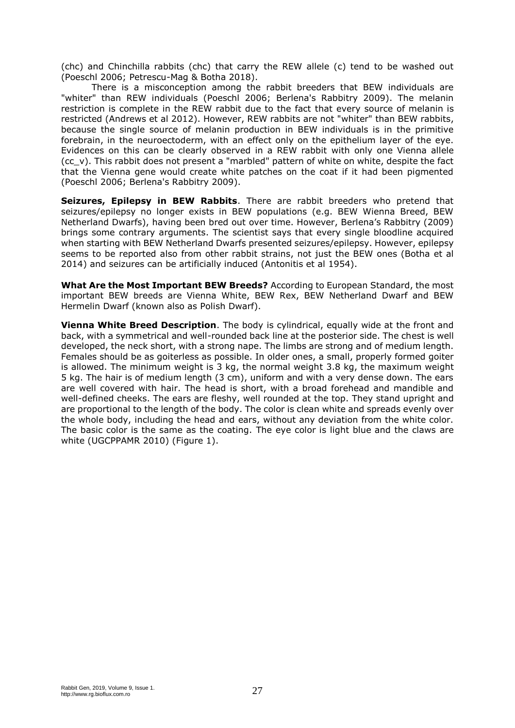(chc) and Chinchilla rabbits (chc) that carry the REW allele (c) tend to be washed out (Poeschl 2006; Petrescu-Mag & Botha 2018).

There is a misconception among the rabbit breeders that BEW individuals are "whiter" than REW individuals (Poeschl 2006; Berlena's Rabbitry 2009). The melanin restriction is complete in the REW rabbit due to the fact that every source of melanin is restricted (Andrews et al 2012). However, REW rabbits are not "whiter" than BEW rabbits, because the single source of melanin production in BEW individuals is in the primitive forebrain, in the neuroectoderm, with an effect only on the epithelium layer of the eye. Evidences on this can be clearly observed in a REW rabbit with only one Vienna allele (cc_v). This rabbit does not present a "marbled" pattern of white on white, despite the fact that the Vienna gene would create white patches on the coat if it had been pigmented (Poeschl 2006; Berlena's Rabbitry 2009).

**Seizures, Epilepsy in BEW Rabbits**. There are rabbit breeders who pretend that seizures/epilepsy no longer exists in BEW populations (e.g. BEW Wienna Breed, BEW Netherland Dwarfs), having been bred out over time. However, Berlena's Rabbitry (2009) brings some contrary arguments. The scientist says that every single bloodline acquired when starting with BEW Netherland Dwarfs presented seizures/epilepsy. However, epilepsy seems to be reported also from other rabbit strains, not just the BEW ones (Botha et al 2014) and seizures can be artificially induced (Antonitis et al 1954).

**What Are the Most Important BEW Breeds?** According to European Standard, the most important BEW breeds are Vienna White, BEW Rex, BEW Netherland Dwarf and BEW Hermelin Dwarf (known also as Polish Dwarf).

**Vienna White Breed Description**. The body is cylindrical, equally wide at the front and back, with a symmetrical and well-rounded back line at the posterior side. The chest is well developed, the neck short, with a strong nape. The limbs are strong and of medium length. Females should be as goiterless as possible. In older ones, a small, properly formed goiter is allowed. The minimum weight is 3 kg, the normal weight 3.8 kg, the maximum weight 5 kg. The hair is of medium length (3 cm), uniform and with a very dense down. The ears are well covered with hair. The head is short, with a broad forehead and mandible and well-defined cheeks. The ears are fleshy, well rounded at the top. They stand upright and are proportional to the length of the body. The color is clean white and spreads evenly over the whole body, including the head and ears, without any deviation from the white color. The basic color is the same as the coating. The eye color is light blue and the claws are white (UGCPPAMR 2010) (Figure 1).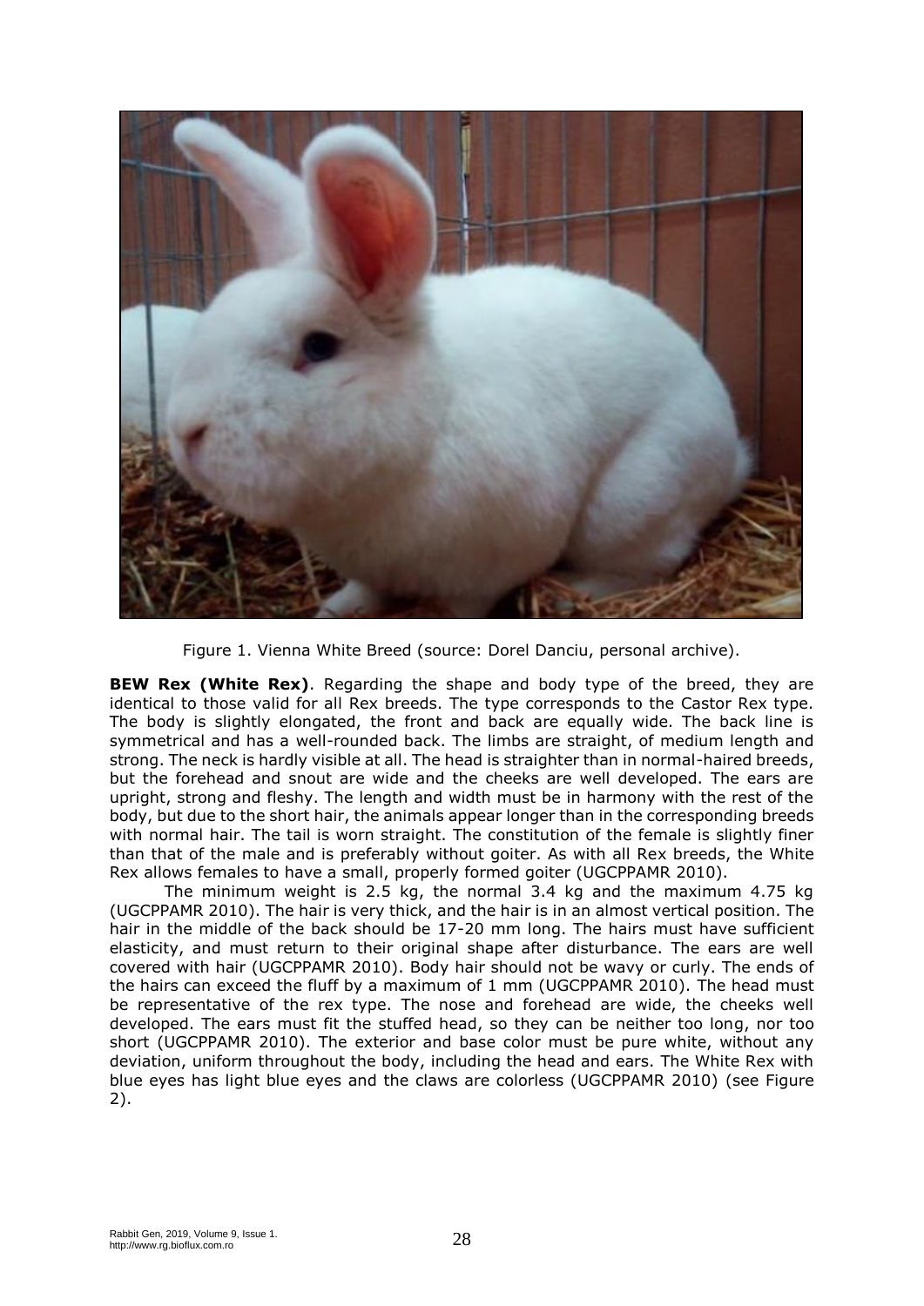Figure 1. Vienna White Breed (source: Dorel Danciu, personal archive).

**BEW Rex (White Rex)**. Regarding the shape and body type of the breed, they are identical to those valid for all Rex breeds. The type corresponds to the Castor Rex type. The body is slightly elongated, the front and back are equally wide. The back line is symmetrical and has a well-rounded back. The limbs are straight, of medium length and strong. The neck is hardly visible at all. The head is straighter than in normal-haired breeds, but the forehead and snout are wide and the cheeks are well developed. The ears are upright, strong and fleshy. The length and width must be in harmony with the rest of the body, but due to the short hair, the animals appear longer than in the corresponding breeds with normal hair. The tail is worn straight. The constitution of the female is slightly finer than that of the male and is preferably without goiter. As with all Rex breeds, the White Rex allows females to have a small, properly formed goiter (UGCPPAMR 2010).

The minimum weight is 2.5 kg, the normal 3.4 kg and the maximum 4.75 kg (UGCPPAMR 2010). The hair is very thick, and the hair is in an almost vertical position. The hair in the middle of the back should be 17-20 mm long. The hairs must have sufficient elasticity, and must return to their original shape after disturbance. The ears are well covered with hair (UGCPPAMR 2010). Body hair should not be wavy or curly. The ends of the hairs can exceed the fluff by a maximum of 1 mm (UGCPPAMR 2010). The head must be representative of the rex type. The nose and forehead are wide, the cheeks well developed. The ears must fit the stuffed head, so they can be neither too long, nor too short (UGCPPAMR 2010). The exterior and base color must be pure white, without any deviation, uniform throughout the body, including the head and ears. The White Rex with blue eyes has light blue eyes and the claws are colorless (UGCPPAMR 2010) (see Figure 2).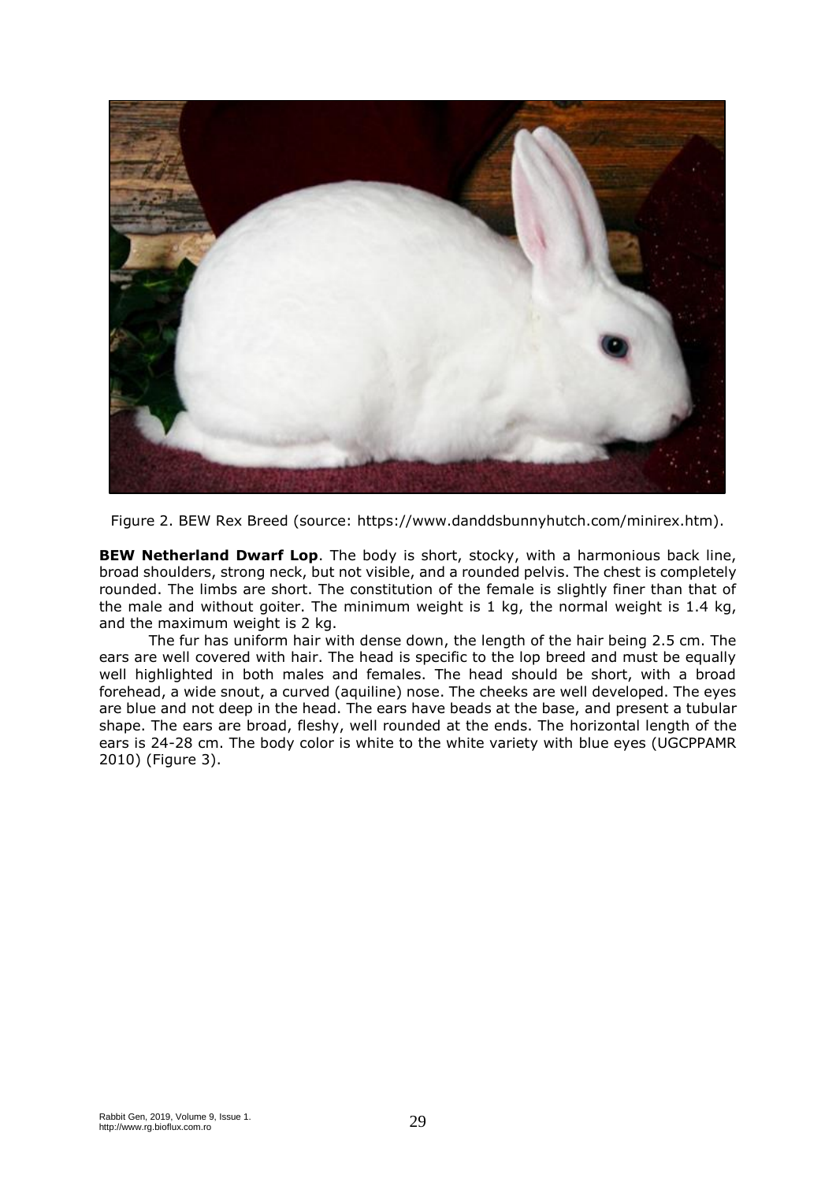Figure 2. BEW Rex Breed (source: https://www.danddsbunnyhutch.com/minirex.htm).

**BEW Netherland Dwarf Lop**. The body is short, stocky, with a harmonious back line, broad shoulders, strong neck, but not visible, and a rounded pelvis. The chest is completely rounded. The limbs are short. The constitution of the female is slightly finer than that of the male and without goiter. The minimum weight is 1 kg, the normal weight is 1.4 kg, and the maximum weight is 2 kg.

The fur has uniform hair with dense down, the length of the hair being 2.5 cm. The ears are well covered with hair. The head is specific to the lop breed and must be equally well highlighted in both males and females. The head should be short, with a broad forehead, a wide snout, a curved (aquiline) nose. The cheeks are well developed. The eyes are blue and not deep in the head. The ears have beads at the base, and present a tubular shape. The ears are broad, fleshy, well rounded at the ends. The horizontal length of the ears is 24-28 cm. The body color is white to the white variety with blue eyes (UGCPPAMR 2010) (Figure 3).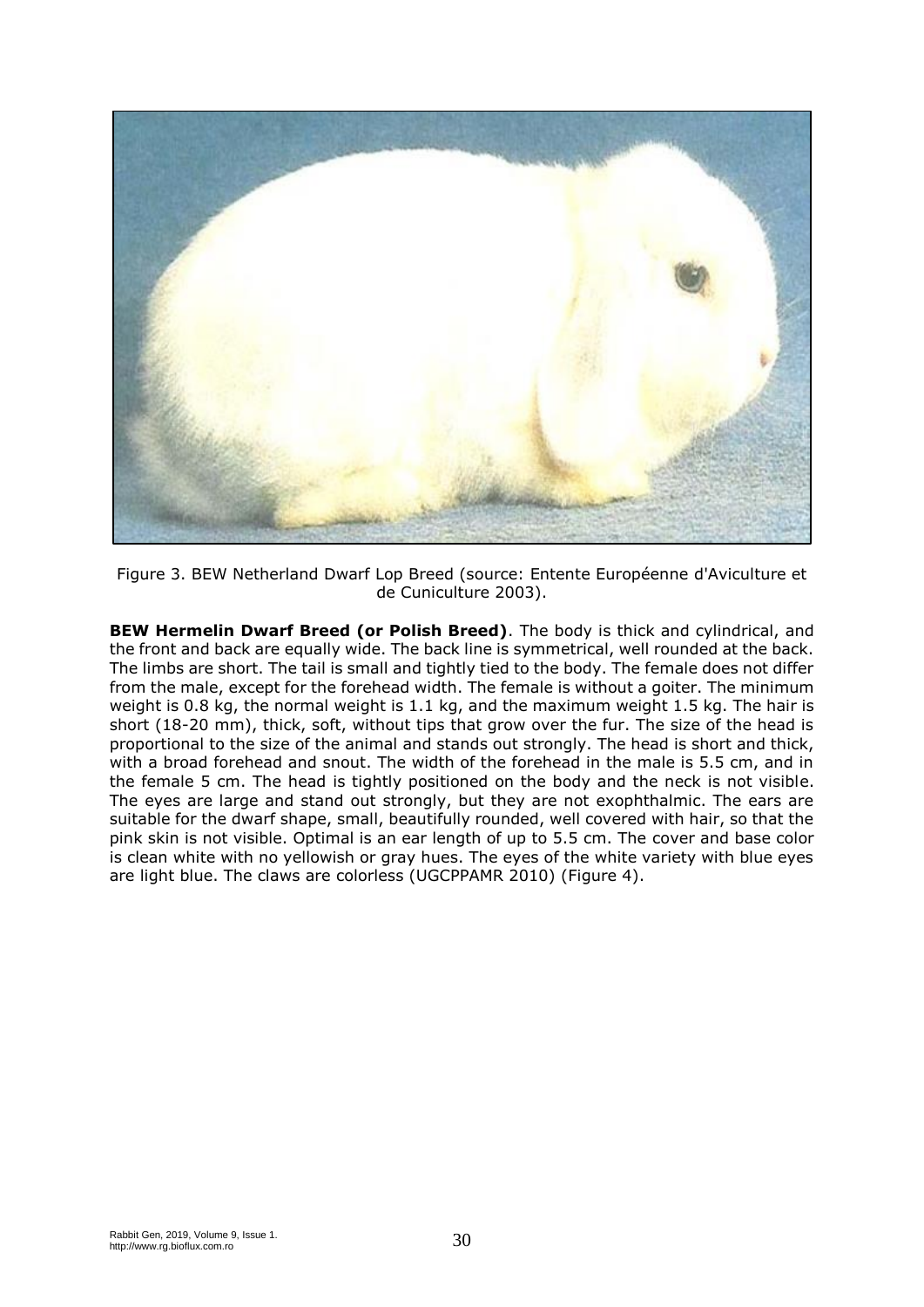Figure 3. BEW Netherland Dwarf Lop Breed (source: Entente Européenne d'Aviculture et de Cuniculture 2003).

**BEW Hermelin Dwarf Breed (or Polish Breed)**. The body is thick and cylindrical, and the front and back are equally wide. The back line is symmetrical, well rounded at the back. The limbs are short. The tail is small and tightly tied to the body. The female does not differ from the male, except for the forehead width. The female is without a goiter. The minimum weight is 0.8 kg, the normal weight is 1.1 kg, and the maximum weight 1.5 kg. The hair is short (18-20 mm), thick, soft, without tips that grow over the fur. The size of the head is proportional to the size of the animal and stands out strongly. The head is short and thick, with a broad forehead and snout. The width of the forehead in the male is 5.5 cm, and in the female 5 cm. The head is tightly positioned on the body and the neck is not visible. The eyes are large and stand out strongly, but they are not exophthalmic. The ears are suitable for the dwarf shape, small, beautifully rounded, well covered with hair, so that the pink skin is not visible. Optimal is an ear length of up to 5.5 cm. The cover and base color is clean white with no yellowish or gray hues. The eyes of the white variety with blue eyes are light blue. The claws are colorless (UGCPPAMR 2010) (Figure 4).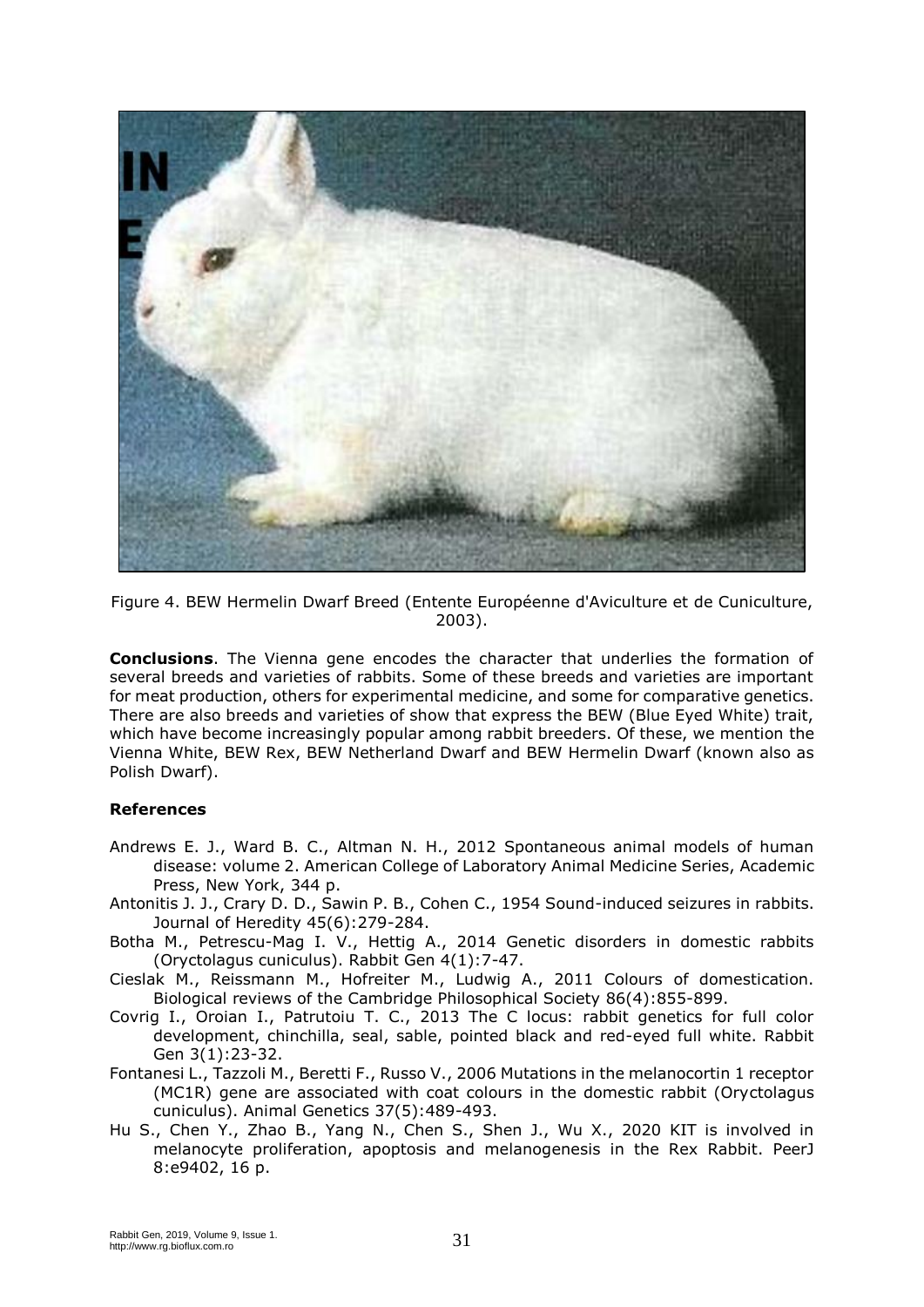Figure 4. BEW Hermelin Dwarf Breed (Entente Européenne d'Aviculture et de Cuniculture, 2003).

**Conclusions**. The Vienna gene encodes the character that underlies the formation of several breeds and varieties of rabbits. Some of these breeds and varieties are important for meat production, others for experimental medicine, and some for comparative genetics. There are also breeds and varieties of show that express the BEW (Blue Eyed White) trait, which have become increasingly popular among rabbit breeders. Of these, we mention the Vienna White, BEW Rex, BEW Netherland Dwarf and BEW Hermelin Dwarf (known also as Polish Dwarf).

**References**

Andrews E. J., Ward B. C., Altman N. H., 2012 Spontaneous animal models of human disease: volume 2. American College of Laboratory Animal Medicine Series, Academic Press, New York, 344 p.

Antonitis J. J., Crary D. D., Sawin P. B., Cohen C., 1954 Sound-induced seizures in rabbits. Journal of Heredity 45(6):279-284.

Botha M., Petrescu-Mag I. V., Hettig A., 2014 Genetic disorders in domestic rabbits (Oryctolagus cuniculus). Rabbit Gen 4(1):7-47.

Cieslak M., Reissmann M., Hofreiter M., Ludwig A., 2011 Colours of domestication. Biological reviews of the Cambridge Philosophical Society 86(4):855-899.

Covrig I., Oroian I., Patrutoiu T. C., 2013 The C locus: rabbit genetics for full color development, chinchilla, seal, sable, pointed black and red-eyed full white. Rabbit Gen 3(1):23-32.

Fontanesi L., Tazzoli M., Beretti F., Russo V., 2006 Mutations in the melanocortin 1 receptor (MC1R) gene are associated with coat colours in the domestic rabbit (Oryctolagus cuniculus). Animal Genetics 37(5):489-493.

Hu S., Chen Y., Zhao B., Yang N., Chen S., Shen J., Wu X., 2020 KIT is involved in melanocyte proliferation, apoptosis and melanogenesis in the Rex Rabbit. PeerJ 8:e9402, 16 p.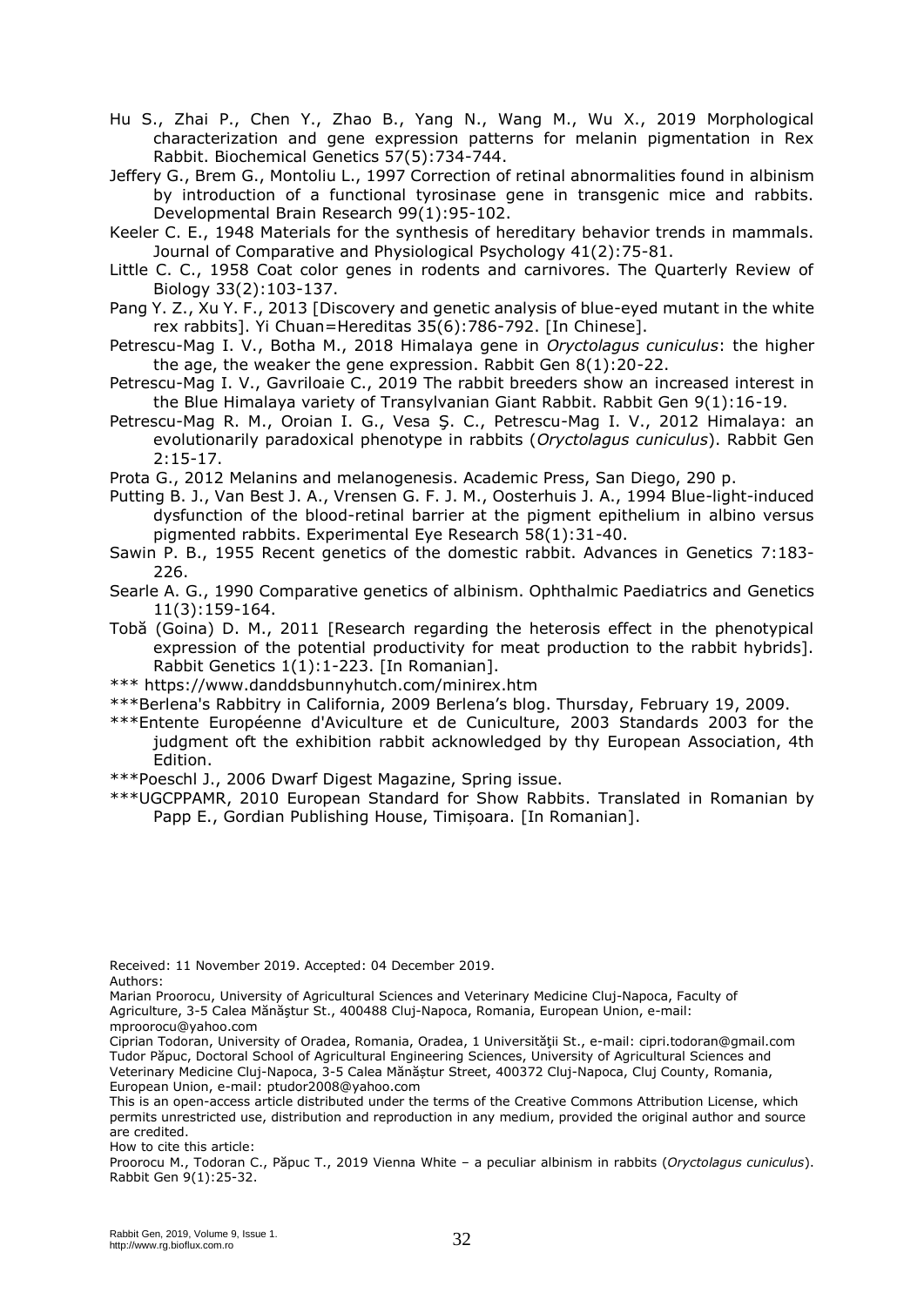Hu S., Zhai P., Chen Y., Zhao B., Yang N., Wang M., Wu X., 2019 Morphological characterization and gene expression patterns for melanin pigmentation in Rex Rabbit. Biochemical Genetics 57(5):734-744.

Jeffery G., Brem G., Montoliu L., 1997 Correction of retinal abnormalities found in albinism by introduction of a functional tyrosinase gene in transgenic mice and rabbits. Developmental Brain Research 99(1):95-102.

Keeler C. E., 1948 Materials for the synthesis of hereditary behavior trends in mammals. Journal of Comparative and Physiological Psychology 41(2):75-81.

Little C. C., 1958 Coat color genes in rodents and carnivores. The Quarterly Review of Biology 33(2):103-137.

Pang Y. Z., Xu Y. F., 2013 [Discovery and genetic analysis of blue-eyed mutant in the white rex rabbits]. Yi Chuan=Hereditas 35(6):786-792. [In Chinese].

Petrescu-Mag I. V., Botha M., 2018 Himalaya gene in *Oryctolagus cuniculus*: the higher the age, the weaker the gene expression. Rabbit Gen 8(1):20-22.

Petrescu-Mag I. V., Gavriloaie C., 2019 The rabbit breeders show an increased interest in the Blue Himalaya variety of Transylvanian Giant Rabbit. Rabbit Gen 9(1):16-19.

Petrescu-Mag R. M., Oroian I. G., Vesa Ş. C., Petrescu-Mag I. V., 2012 Himalaya: an evolutionarily paradoxical phenotype in rabbits (*Oryctolagus cuniculus*). Rabbit Gen 2:15-17.

Prota G., 2012 Melanins and melanogenesis. Academic Press, San Diego, 290 p.

Putting B. J., Van Best J. A., Vrensen G. F. J. M., Oosterhuis J. A., 1994 Blue-light-induced dysfunction of the blood-retinal barrier at the pigment epithelium in albino versus pigmented rabbits. Experimental Eye Research 58(1):31-40.

Sawin P. B., 1955 Recent genetics of the domestic rabbit. Advances in Genetics 7:183-226.

Searle A. G., 1990 Comparative genetics of albinism. Ophthalmic Paediatrics and Genetics 11(3):159-164.

Tobă (Goina) D. M., 2011 [Research regarding the heterosis effect in the phenotypical expression of the potential productivity for meat production to the rabbit hybrids]. Rabbit Genetics 1(1):1-223. [In Romanian].

*** https://www.danddsbunnyhutch.com/minirex.htm

***Berlena's Rabbitry in California, 2009 Berlena's blog. Thursday, February 19, 2009.

***Entente Européenne d'Aviculture et de Cuniculture, 2003 Standards 2003 for the judgment oft the exhibition rabbit acknowledged by thy European Association, 4th Edition.

***Poeschl J., 2006 Dwarf Digest Magazine, Spring issue.

***UGCPPAMR, 2010 European Standard for Show Rabbits. Translated in Romanian by Papp E., Gordian Publishing House, Timișoara. [In Romanian].

Received: 11 November 2019. Accepted: 04 December 2019.
Authors:
Marian Proorocu, University of Agricultural Sciences and Veterinary Medicine Cluj-Napoca, Faculty of Agriculture, 3-5 Calea Mănăştur St., 400488 Cluj-Napoca, Romania, European Union, e-mail: mproorocu@yahoo.com
Ciprian Todoran, University of Oradea, Romania, Oradea, 1 Universităţii St., e-mail: cipri.todoran@gmail.com
Tudor Păpuc, Doctoral School of Agricultural Engineering Sciences, University of Agricultural Sciences and Veterinary Medicine Cluj-Napoca, 3-5 Calea Mănăștur Street, 400372 Cluj-Napoca, Cluj County, Romania, European Union, e-mail: ptudor2008@yahoo.com
This is an open-access article distributed under the terms of the Creative Commons Attribution License, which permits unrestricted use, distribution and reproduction in any medium, provided the original author and source are credited.
How to cite this article:
Proorocu M., Todoran C., Păpuc T., 2019 Vienna White – a peculiar albinism in rabbits (*Oryctolagus cuniculus*). Rabbit Gen 9(1):25-32.